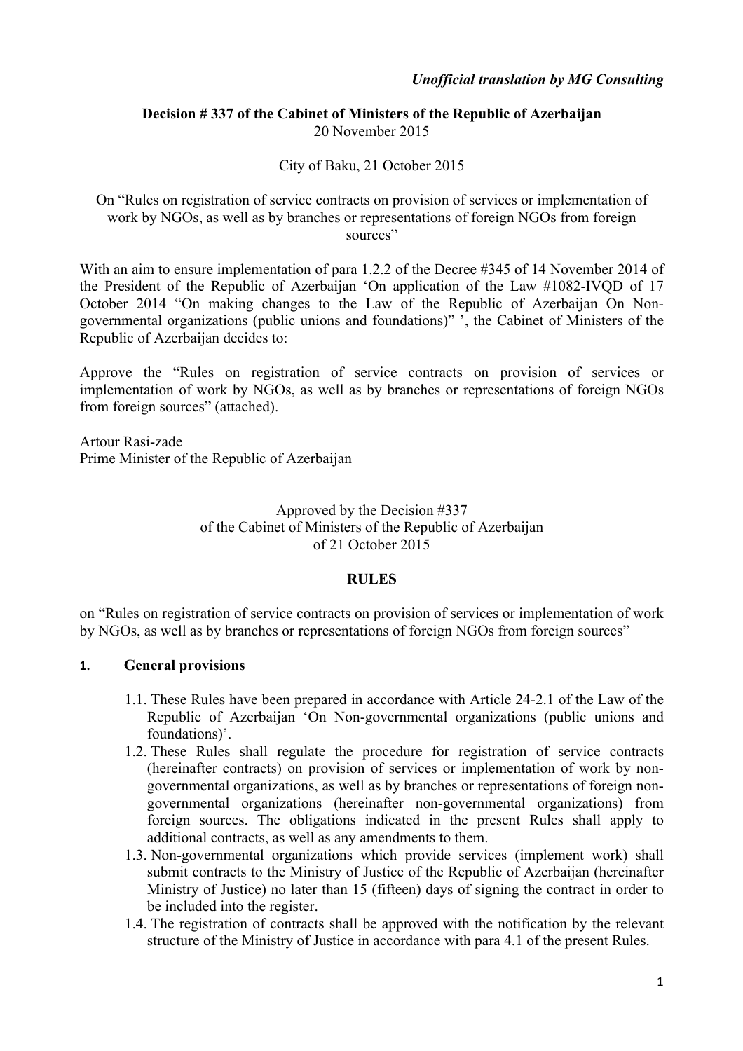*Unofficial translation by MG Consulting*

**Decision # 337 of the Cabinet of Ministers of the Republic of Azerbaijan**
20 November 2015

City of Baku, 21 October 2015

On "Rules on registration of service contracts on provision of services or implementation of work by NGOs, as well as by branches or representations of foreign NGOs from foreign sources"

With an aim to ensure implementation of para 1.2.2 of the Decree #345 of 14 November 2014 of the President of the Republic of Azerbaijan 'On application of the Law #1082-IVQD of 17 October 2014 "On making changes to the Law of the Republic of Azerbaijan On Non-governmental organizations (public unions and foundations)" ', the Cabinet of Ministers of the Republic of Azerbaijan decides to:

Approve the "Rules on registration of service contracts on provision of services or implementation of work by NGOs, as well as by branches or representations of foreign NGOs from foreign sources" (attached).

Artour Rasi-zade
Prime Minister of the Republic of Azerbaijan

Approved by the Decision #337
of the Cabinet of Ministers of the Republic of Azerbaijan
of 21 October 2015

**RULES**

on "Rules on registration of service contracts on provision of services or implementation of work by NGOs, as well as by branches or representations of foreign NGOs from foreign sources"

## 1. General provisions

1.1. These Rules have been prepared in accordance with Article 24-2.1 of the Law of the Republic of Azerbaijan 'On Non-governmental organizations (public unions and foundations)'.

1.2. These Rules shall regulate the procedure for registration of service contracts (hereinafter contracts) on provision of services or implementation of work by non-governmental organizations, as well as by branches or representations of foreign non-governmental organizations (hereinafter non-governmental organizations) from foreign sources. The obligations indicated in the present Rules shall apply to additional contracts, as well as any amendments to them.

1.3. Non-governmental organizations which provide services (implement work) shall submit contracts to the Ministry of Justice of the Republic of Azerbaijan (hereinafter Ministry of Justice) no later than 15 (fifteen) days of signing the contract in order to be included into the register.

1.4. The registration of contracts shall be approved with the notification by the relevant structure of the Ministry of Justice in accordance with para 4.1 of the present Rules.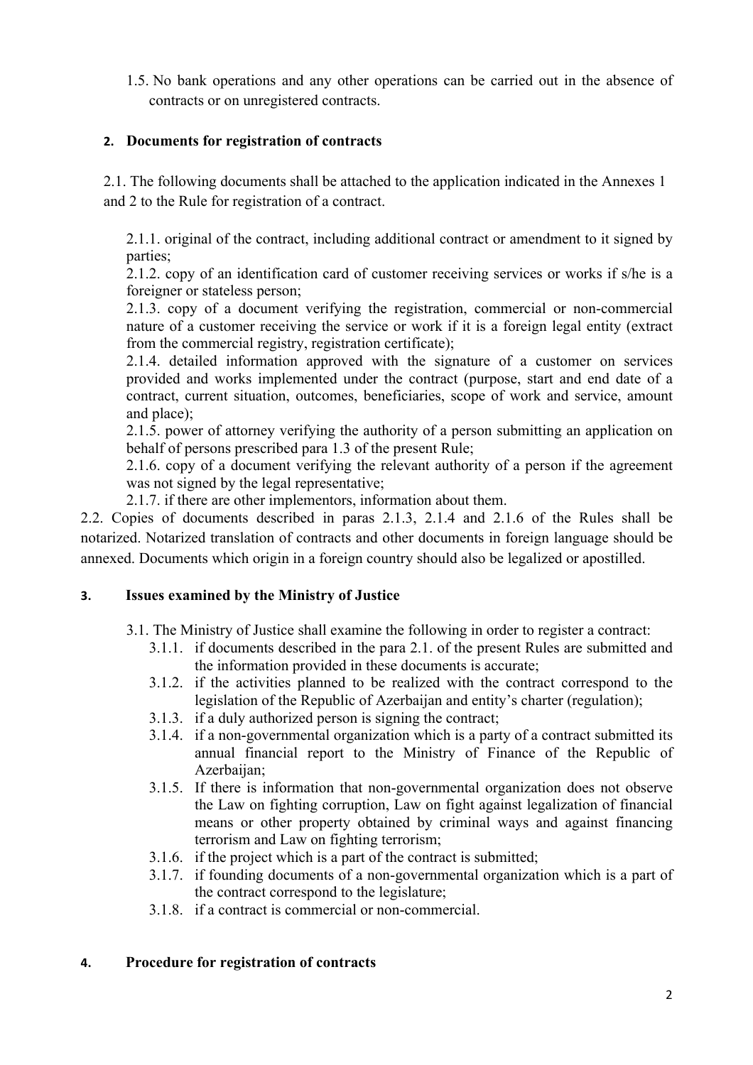1.5. No bank operations and any other operations can be carried out in the absence of contracts or on unregistered contracts.

## 2. Documents for registration of contracts

2.1. The following documents shall be attached to the application indicated in the Annexes 1 and 2 to the Rule for registration of a contract.

2.1.1. original of the contract, including additional contract or amendment to it signed by parties;

2.1.2. copy of an identification card of customer receiving services or works if s/he is a foreigner or stateless person;

2.1.3. copy of a document verifying the registration, commercial or non-commercial nature of a customer receiving the service or work if it is a foreign legal entity (extract from the commercial registry, registration certificate);

2.1.4. detailed information approved with the signature of a customer on services provided and works implemented under the contract (purpose, start and end date of a contract, current situation, outcomes, beneficiaries, scope of work and service, amount and place);

2.1.5. power of attorney verifying the authority of a person submitting an application on behalf of persons prescribed para 1.3 of the present Rule;

2.1.6. copy of a document verifying the relevant authority of a person if the agreement was not signed by the legal representative;

2.1.7. if there are other implementors, information about them.

2.2. Copies of documents described in paras 2.1.3, 2.1.4 and 2.1.6 of the Rules shall be notarized. Notarized translation of contracts and other documents in foreign language should be annexed. Documents which origin in a foreign country should also be legalized or apostilled.

## 3. Issues examined by the Ministry of Justice

3.1. The Ministry of Justice shall examine the following in order to register a contract:

3.1.1. if documents described in the para 2.1. of the present Rules are submitted and the information provided in these documents is accurate;

3.1.2. if the activities planned to be realized with the contract correspond to the legislation of the Republic of Azerbaijan and entity's charter (regulation);

3.1.3. if a duly authorized person is signing the contract;

3.1.4. if a non-governmental organization which is a party of a contract submitted its annual financial report to the Ministry of Finance of the Republic of Azerbaijan;

3.1.5. If there is information that non-governmental organization does not observe the Law on fighting corruption, Law on fight against legalization of financial means or other property obtained by criminal ways and against financing terrorism and Law on fighting terrorism;

3.1.6. if the project which is a part of the contract is submitted;

3.1.7. if founding documents of a non-governmental organization which is a part of the contract correspond to the legislature;

3.1.8. if a contract is commercial or non-commercial.

## 4. Procedure for registration of contracts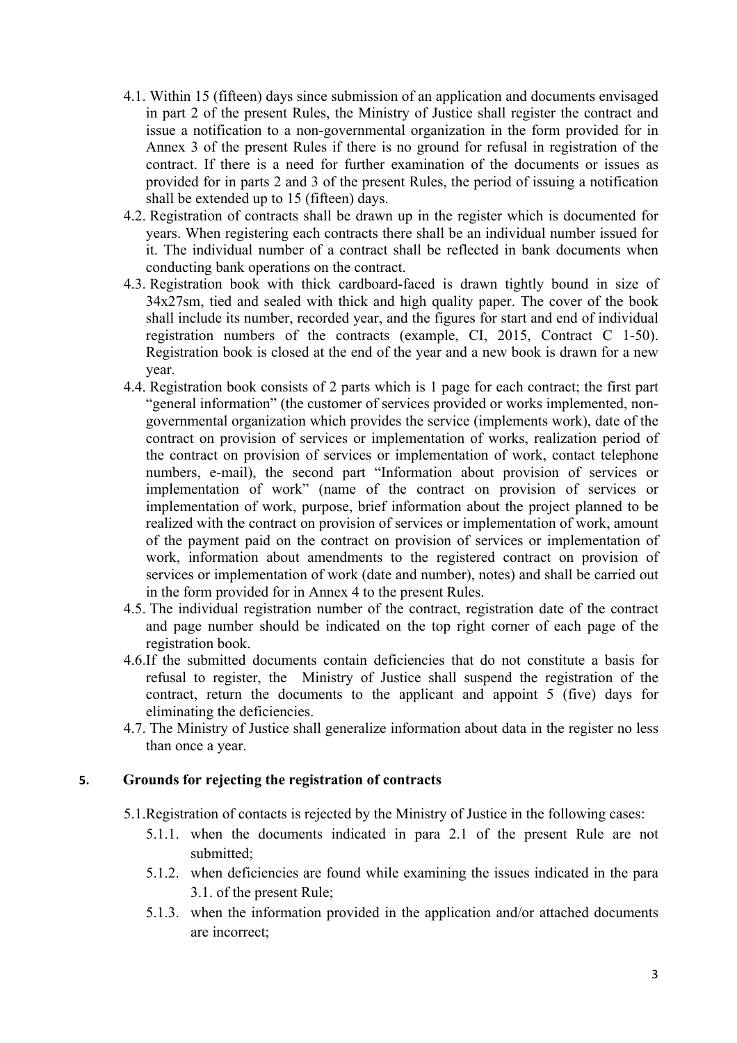4.1. Within 15 (fifteen) days since submission of an application and documents envisaged in part 2 of the present Rules, the Ministry of Justice shall register the contract and issue a notification to a non-governmental organization in the form provided for in Annex 3 of the present Rules if there is no ground for refusal in registration of the contract. If there is a need for further examination of the documents or issues as provided for in parts 2 and 3 of the present Rules, the period of issuing a notification shall be extended up to 15 (fifteen) days.

4.2. Registration of contracts shall be drawn up in the register which is documented for years. When registering each contracts there shall be an individual number issued for it. The individual number of a contract shall be reflected in bank documents when conducting bank operations on the contract.

4.3. Registration book with thick cardboard-faced is drawn tightly bound in size of 34x27sm, tied and sealed with thick and high quality paper. The cover of the book shall include its number, recorded year, and the figures for start and end of individual registration numbers of the contracts (example, CI, 2015, Contract C 1-50). Registration book is closed at the end of the year and a new book is drawn for a new year.

4.4. Registration book consists of 2 parts which is 1 page for each contract; the first part "general information" (the customer of services provided or works implemented, non-governmental organization which provides the service (implements work), date of the contract on provision of services or implementation of works, realization period of the contract on provision of services or implementation of work, contact telephone numbers, e-mail), the second part "Information about provision of services or implementation of work" (name of the contract on provision of services or implementation of work, purpose, brief information about the project planned to be realized with the contract on provision of services or implementation of work, amount of the payment paid on the contract on provision of services or implementation of work, information about amendments to the registered contract on provision of services or implementation of work (date and number), notes) and shall be carried out in the form provided for in Annex 4 to the present Rules.

4.5. The individual registration number of the contract, registration date of the contract and page number should be indicated on the top right corner of each page of the registration book.

4.6. If the submitted documents contain deficiencies that do not constitute a basis for refusal to register, the Ministry of Justice shall suspend the registration of the contract, return the documents to the applicant and appoint 5 (five) days for eliminating the deficiencies.

4.7. The Ministry of Justice shall generalize information about data in the register no less than once a year.

## 5. Grounds for rejecting the registration of contracts

5.1. Registration of contacts is rejected by the Ministry of Justice in the following cases:

5.1.1. when the documents indicated in para 2.1 of the present Rule are not submitted;

5.1.2. when deficiencies are found while examining the issues indicated in the para 3.1. of the present Rule;

5.1.3. when the information provided in the application and/or attached documents are incorrect;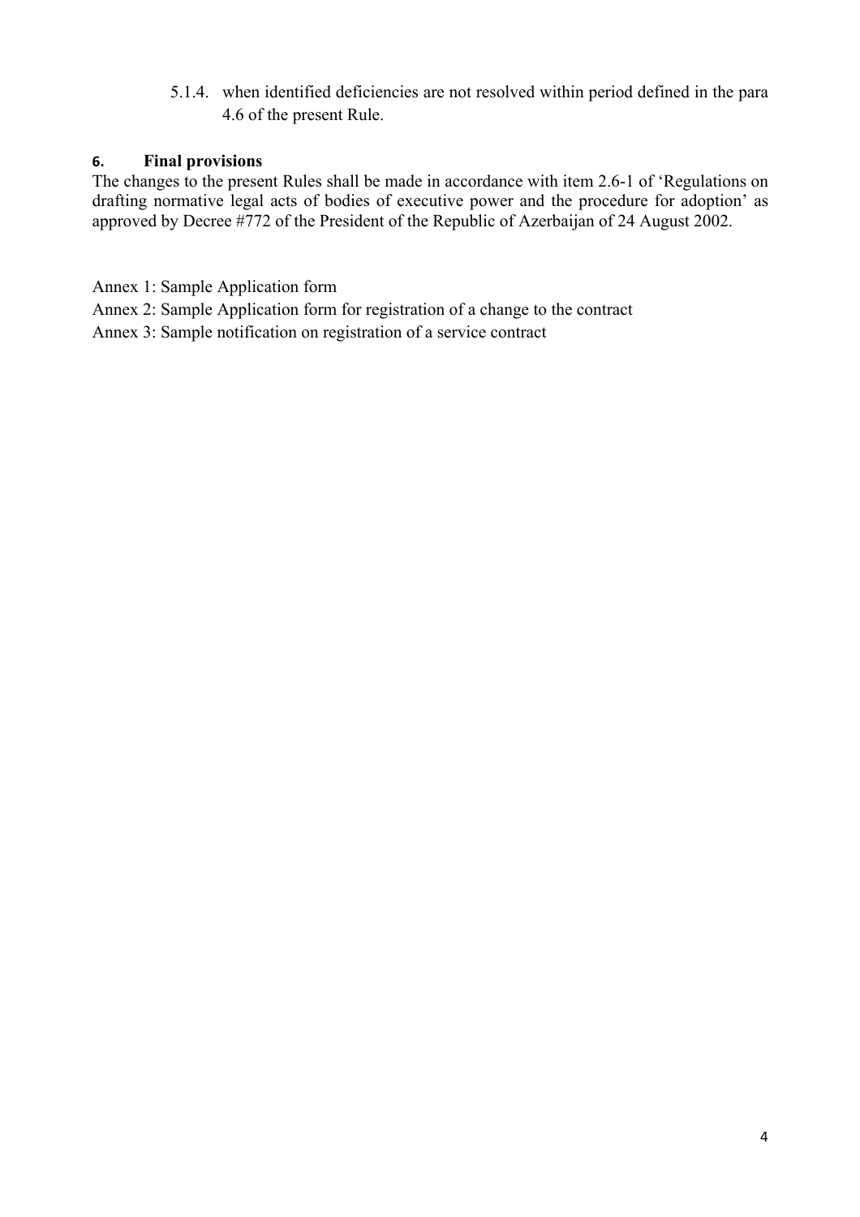5.1.4. when identified deficiencies are not resolved within period defined in the para 4.6 of the present Rule.

## 6. Final provisions

The changes to the present Rules shall be made in accordance with item 2.6-1 of 'Regulations on drafting normative legal acts of bodies of executive power and the procedure for adoption' as approved by Decree #772 of the President of the Republic of Azerbaijan of 24 August 2002.

Annex 1: Sample Application form

Annex 2: Sample Application form for registration of a change to the contract

Annex 3: Sample notification on registration of a service contract